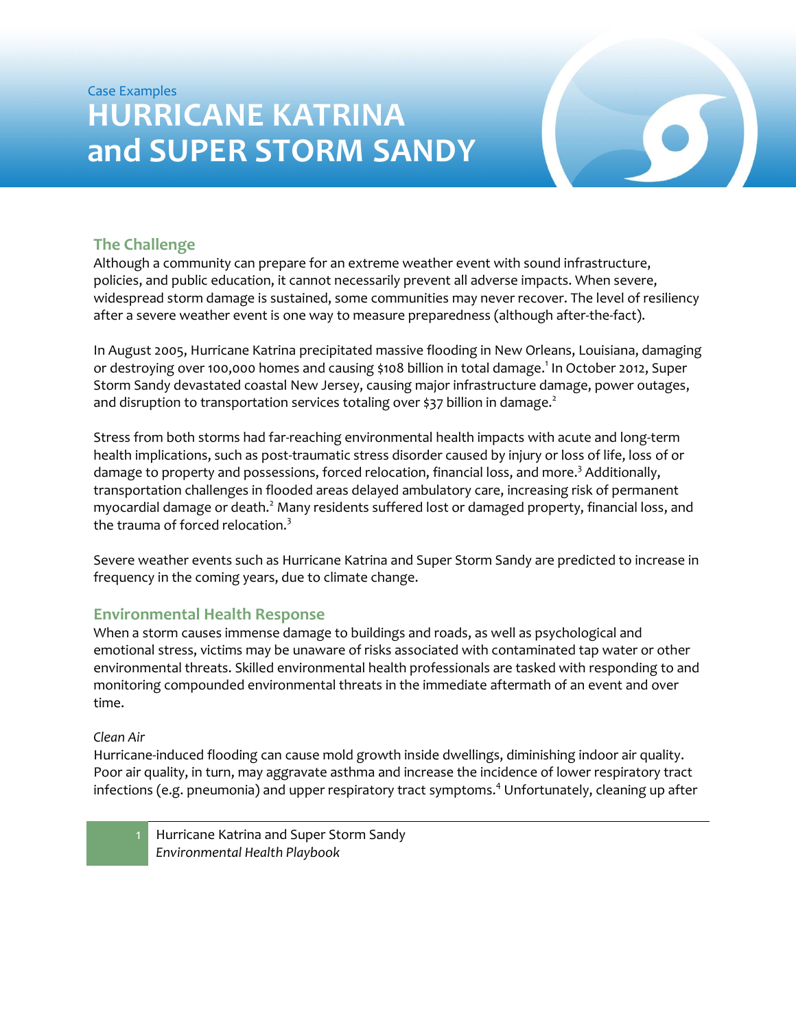Case Examples

# HURRICANE KATRINA and SUPER STORM SANDY

## The Challenge

Although a community can prepare for an extreme weather event with sound infrastructure, policies, and public education, it cannot necessarily prevent all adverse impacts. When severe, widespread storm damage is sustained, some communities may never recover. The level of resiliency after a severe weather event is one way to measure preparedness (although after-the-fact).

In August 2005, Hurricane Katrina precipitated massive flooding in New Orleans, Louisiana, damaging or destroying over 100,000 homes and causing $108 billion in total damage.[1] In October 2012, Super Storm Sandy devastated coastal New Jersey, causing major infrastructure damage, power outages, and disruption to transportation services totaling over $37 billion in damage.[2]

Stress from both storms had far-reaching environmental health impacts with acute and long-term health implications, such as post-traumatic stress disorder caused by injury or loss of life, loss of or damage to property and possessions, forced relocation, financial loss, and more.[3] Additionally, transportation challenges in flooded areas delayed ambulatory care, increasing risk of permanent myocardial damage or death.[2] Many residents suffered lost or damaged property, financial loss, and the trauma of forced relocation.[3]

Severe weather events such as Hurricane Katrina and Super Storm Sandy are predicted to increase in frequency in the coming years, due to climate change.

## Environmental Health Response

When a storm causes immense damage to buildings and roads, as well as psychological and emotional stress, victims may be unaware of risks associated with contaminated tap water or other environmental threats. Skilled environmental health professionals are tasked with responding to and monitoring compounded environmental threats in the immediate aftermath of an event and over time.

*Clean Air*

Hurricane-induced flooding can cause mold growth inside dwellings, diminishing indoor air quality. Poor air quality, in turn, may aggravate asthma and increase the incidence of lower respiratory tract infections (e.g. pneumonia) and upper respiratory tract symptoms.[4] Unfortunately, cleaning up after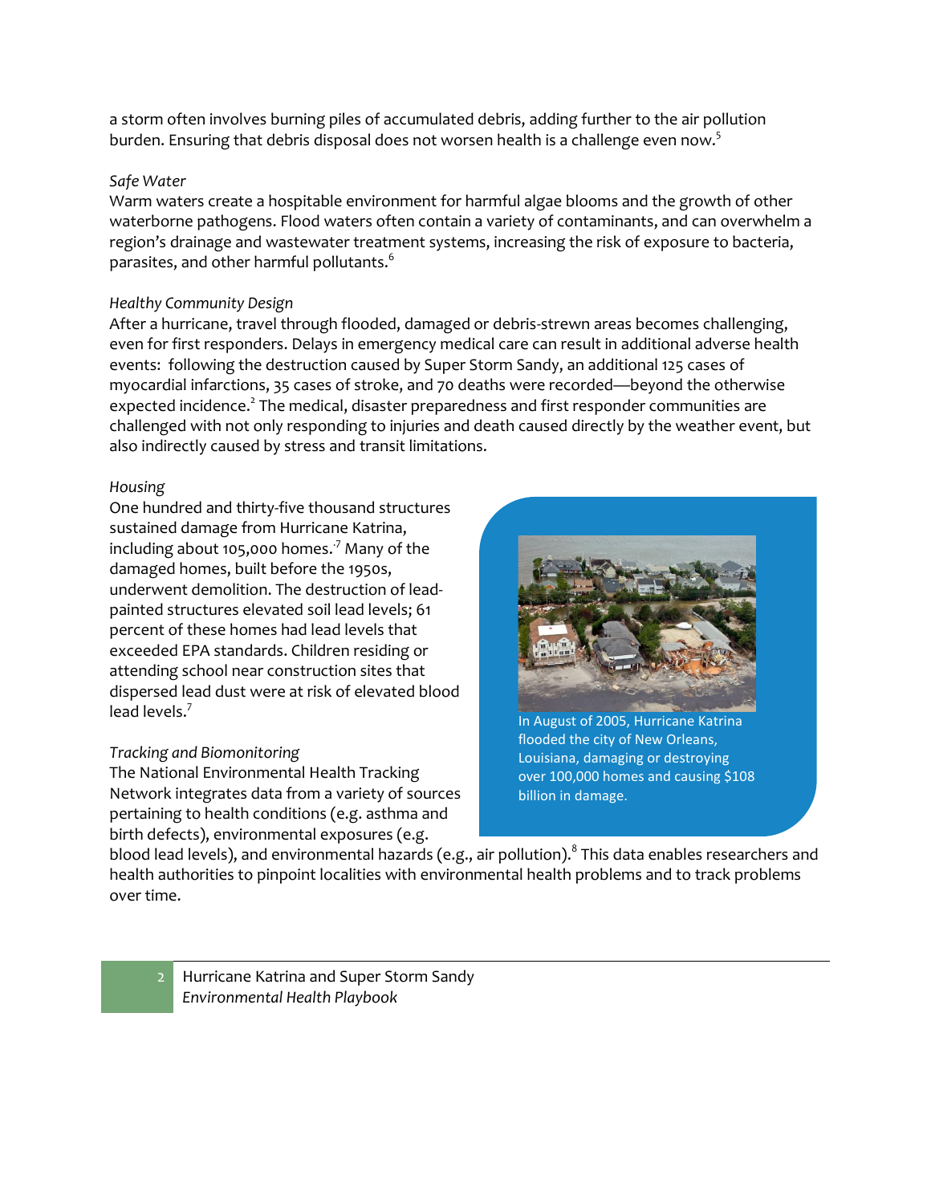a storm often involves burning piles of accumulated debris, adding further to the air pollution burden. Ensuring that debris disposal does not worsen health is a challenge even now.[5]

*Safe Water*

Warm waters create a hospitable environment for harmful algae blooms and the growth of other waterborne pathogens. Flood waters often contain a variety of contaminants, and can overwhelm a region's drainage and wastewater treatment systems, increasing the risk of exposure to bacteria, parasites, and other harmful pollutants.[6]

*Healthy Community Design*

After a hurricane, travel through flooded, damaged or debris-strewn areas becomes challenging, even for first responders. Delays in emergency medical care can result in additional adverse health events: following the destruction caused by Super Storm Sandy, an additional 125 cases of myocardial infarctions, 35 cases of stroke, and 70 deaths were recorded—beyond the otherwise expected incidence.[2] The medical, disaster preparedness and first responder communities are challenged with not only responding to injuries and death caused directly by the weather event, but also indirectly caused by stress and transit limitations.

*Housing*

One hundred and thirty-five thousand structures sustained damage from Hurricane Katrina, including about 105,000 homes.[7] Many of the damaged homes, built before the 1950s, underwent demolition. The destruction of lead-painted structures elevated soil lead levels; 61 percent of these homes had lead levels that exceeded EPA standards. Children residing or attending school near construction sites that dispersed lead dust were at risk of elevated blood lead levels.[7]

In August of 2005, Hurricane Katrina flooded the city of New Orleans, Louisiana, damaging or destroying over 100,000 homes and causing $108 billion in damage.

*Tracking and Biomonitoring*

The National Environmental Health Tracking Network integrates data from a variety of sources pertaining to health conditions (e.g. asthma and birth defects), environmental exposures (e.g. blood lead levels), and environmental hazards (e.g., air pollution).[8] This data enables researchers and health authorities to pinpoint localities with environmental health problems and to track problems over time.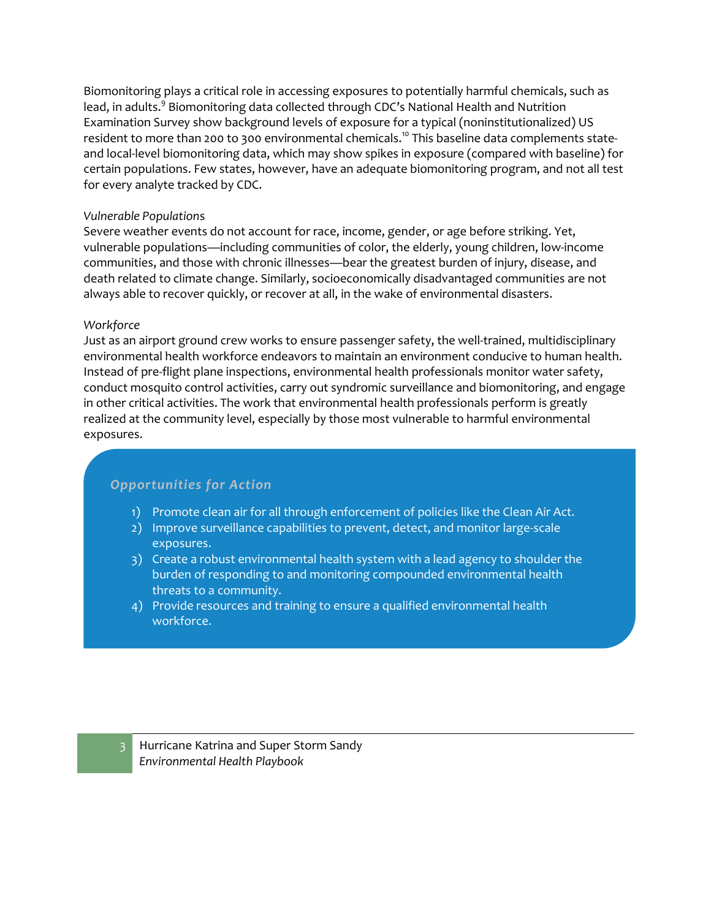Biomonitoring plays a critical role in accessing exposures to potentially harmful chemicals, such as lead, in adults.[9] Biomonitoring data collected through CDC's National Health and Nutrition Examination Survey show background levels of exposure for a typical (noninstitutionalized) US resident to more than 200 to 300 environmental chemicals.[10] This baseline data complements state- and local-level biomonitoring data, which may show spikes in exposure (compared with baseline) for certain populations. Few states, however, have an adequate biomonitoring program, and not all test for every analyte tracked by CDC.

*Vulnerable Populations*

Severe weather events do not account for race, income, gender, or age before striking. Yet, vulnerable populations—including communities of color, the elderly, young children, low-income communities, and those with chronic illnesses—bear the greatest burden of injury, disease, and death related to climate change. Similarly, socioeconomically disadvantaged communities are not always able to recover quickly, or recover at all, in the wake of environmental disasters.

*Workforce*

Just as an airport ground crew works to ensure passenger safety, the well-trained, multidisciplinary environmental health workforce endeavors to maintain an environment conducive to human health. Instead of pre-flight plane inspections, environmental health professionals monitor water safety, conduct mosquito control activities, carry out syndromic surveillance and biomonitoring, and engage in other critical activities. The work that environmental health professionals perform is greatly realized at the community level, especially by those most vulnerable to harmful environmental exposures.

### *Opportunities for Action*

1) Promote clean air for all through enforcement of policies like the Clean Air Act.
2) Improve surveillance capabilities to prevent, detect, and monitor large-scale exposures.
3) Create a robust environmental health system with a lead agency to shoulder the burden of responding to and monitoring compounded environmental health threats to a community.
4) Provide resources and training to ensure a qualified environmental health workforce.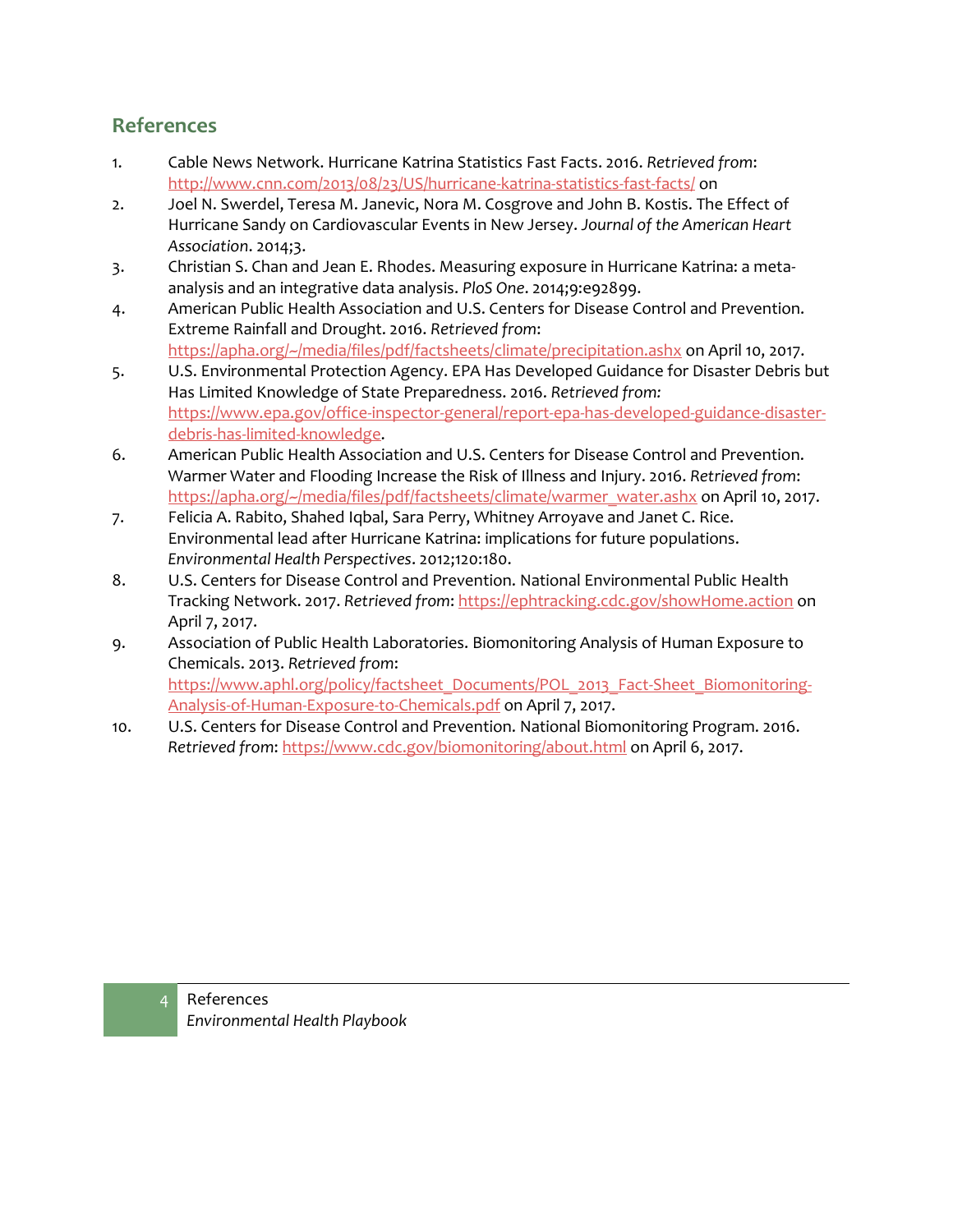## References

1. Cable News Network. Hurricane Katrina Statistics Fast Facts. 2016. *Retrieved from*: http://www.cnn.com/2013/08/23/US/hurricane-katrina-statistics-fast-facts/ on
2. Joel N. Swerdel, Teresa M. Janevic, Nora M. Cosgrove and John B. Kostis. The Effect of Hurricane Sandy on Cardiovascular Events in New Jersey. *Journal of the American Heart Association*. 2014;3.
3. Christian S. Chan and Jean E. Rhodes. Measuring exposure in Hurricane Katrina: a meta-analysis and an integrative data analysis. *PloS One*. 2014;9:e92899.
4. American Public Health Association and U.S. Centers for Disease Control and Prevention. Extreme Rainfall and Drought. 2016. *Retrieved from*: https://apha.org/~/media/files/pdf/factsheets/climate/precipitation.ashx on April 10, 2017.
5. U.S. Environmental Protection Agency. EPA Has Developed Guidance for Disaster Debris but Has Limited Knowledge of State Preparedness. 2016. *Retrieved from:* https://www.epa.gov/office-inspector-general/report-epa-has-developed-guidance-disaster-debris-has-limited-knowledge.
6. American Public Health Association and U.S. Centers for Disease Control and Prevention. Warmer Water and Flooding Increase the Risk of Illness and Injury. 2016. *Retrieved from*: https://apha.org/~/media/files/pdf/factsheets/climate/warmer_water.ashx on April 10, 2017.
7. Felicia A. Rabito, Shahed Iqbal, Sara Perry, Whitney Arroyave and Janet C. Rice. Environmental lead after Hurricane Katrina: implications for future populations. *Environmental Health Perspectives*. 2012;120:180.
8. U.S. Centers for Disease Control and Prevention. National Environmental Public Health Tracking Network. 2017. *Retrieved from*: https://ephtracking.cdc.gov/showHome.action on April 7, 2017.
9. Association of Public Health Laboratories. Biomonitoring Analysis of Human Exposure to Chemicals. 2013. *Retrieved from*: https://www.aphl.org/policy/factsheet_Documents/POL_2013_Fact-Sheet_Biomonitoring-Analysis-of-Human-Exposure-to-Chemicals.pdf on April 7, 2017.
10. U.S. Centers for Disease Control and Prevention. National Biomonitoring Program. 2016. *Retrieved from*: https://www.cdc.gov/biomonitoring/about.html on April 6, 2017.